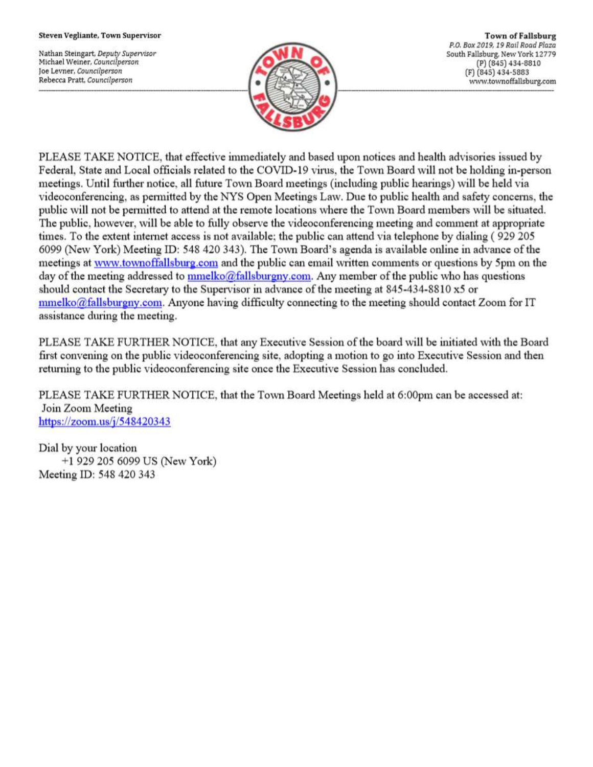**Steven Vegliante, Town Supervisor**

Nathan Steingart, *Deputy Supervisor*
Michael Weiner, *Councilperson*
Joe Levner, *Councilperson*
Rebecca Pratt, *Councilperson*

**Town of Fallsburg**
*P.O. Box 2019, 19 Rail Road Plaza*
South Fallsburg, New York 12779
(P) (845) 434-8810
(F) (845) 434-5883
www.townoffallsburg.com

PLEASE TAKE NOTICE, that effective immediately and based upon notices and health advisories issued by Federal, State and Local officials related to the COVID-19 virus, the Town Board will not be holding in-person meetings. Until further notice, all future Town Board meetings (including public hearings) will be held via videoconferencing, as permitted by the NYS Open Meetings Law. Due to public health and safety concerns, the public will not be permitted to attend at the remote locations where the Town Board members will be situated. The public, however, will be able to fully observe the videoconferencing meeting and comment at appropriate times. To the extent internet access is not available; the public can attend via telephone by dialing ( 929 205 6099 (New York) Meeting ID: 548 420 343). The Town Board's agenda is available online in advance of the meetings at www.townoffallsburg.com and the public can email written comments or questions by 5pm on the day of the meeting addressed to mmelko@fallsburgny.com. Any member of the public who has questions should contact the Secretary to the Supervisor in advance of the meeting at 845-434-8810 x5 or mmelko@fallsburgny.com. Anyone having difficulty connecting to the meeting should contact Zoom for IT assistance during the meeting.

PLEASE TAKE FURTHER NOTICE, that any Executive Session of the board will be initiated with the Board first convening on the public videoconferencing site, adopting a motion to go into Executive Session and then returning to the public videoconferencing site once the Executive Session has concluded.

PLEASE TAKE FURTHER NOTICE, that the Town Board Meetings held at 6:00pm can be accessed at:
Join Zoom Meeting
https://zoom.us/j/548420343

Dial by your location
+1 929 205 6099 US (New York)
Meeting ID: 548 420 343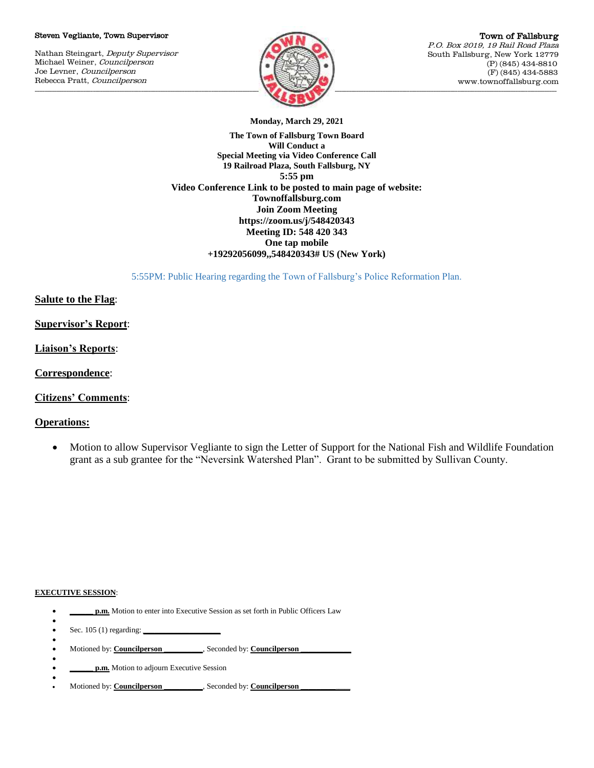Steven Vegliante, Town Supervisor

Nathan Steingart, *Deputy Supervisor*
Michael Weiner, *Councilperson*
Joe Levner, *Councilperson*
Rebecca Pratt, *Councilperson*

**Town of Fallsburg**
*P.O. Box 2019, 19 Rail Road Plaza*
South Fallsburg, New York 12779
(P) (845) 434-8810
(F) (845) 434-5883
www.townoffallsburg.com

**Monday, March 29, 2021**

**The Town of Fallsburg Town Board**
**Will Conduct a**
**Special Meeting via Video Conference Call**
**19 Railroad Plaza, South Fallsburg, NY**
**5:55 pm**
**Video Conference Link to be posted to main page of website:**
**Townoffallsburg.com**
**Join Zoom Meeting**
**https://zoom.us/j/548420343**
**Meeting ID: 548 420 343**
**One tap mobile**
**+19292056099,,548420343# US (New York)**

5:55PM: Public Hearing regarding the Town of Fallsburg's Police Reformation Plan.

**Salute to the Flag**:

**Supervisor's Report**:

**Liaison's Reports**:

**Correspondence**:

**Citizens' Comments**:

**Operations:**

- Motion to allow Supervisor Vegliante to sign the Letter of Support for the National Fish and Wildlife Foundation grant as a sub grantee for the "Neversink Watershed Plan". Grant to be submitted by Sullivan County.

**EXECUTIVE SESSION**:

- ______ **p.m.** Motion to enter into Executive Session as set forth in Public Officers Law
- Sec. 105 (1) regarding: ___________________
- Motioned by: **Councilperson** __________, Seconded by: **Councilperson** _____________
- ______ **p.m.** Motion to adjourn Executive Session
- Motioned by: **Councilperson** __________, Seconded by: **Councilperson** _____________